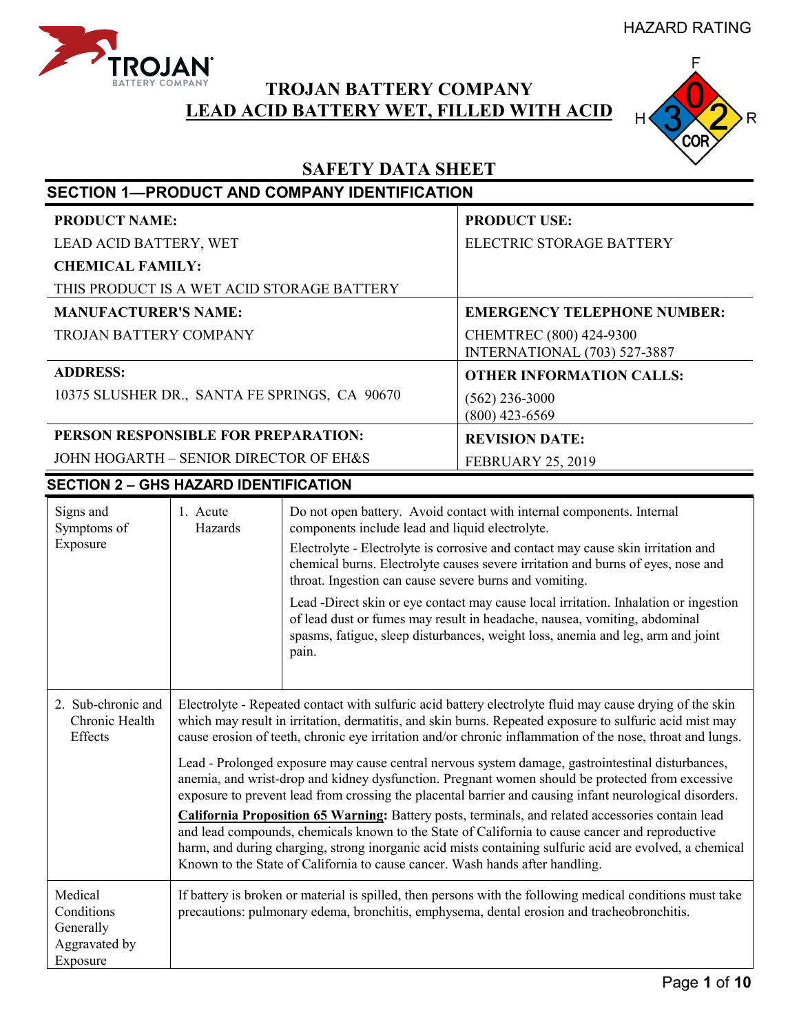HAZARD RATING

F: 0 | H: 3 | R: 2 | COR

# TROJAN BATTERY COMPANY
# LEAD ACID BATTERY WET, FILLED WITH ACID

## SAFETY DATA SHEET

## SECTION 1—PRODUCT AND COMPANY IDENTIFICATION

| | |
|---|---|
| **PRODUCT NAME:**<br>LEAD ACID BATTERY, WET<br>**CHEMICAL FAMILY:**<br>THIS PRODUCT IS A WET ACID STORAGE BATTERY | **PRODUCT USE:**<br>ELECTRIC STORAGE BATTERY |
| **MANUFACTURER'S NAME:**<br>TROJAN BATTERY COMPANY | **EMERGENCY TELEPHONE NUMBER:**<br>CHEMTREC (800) 424-9300<br>INTERNATIONAL (703) 527-3887 |
| **ADDRESS:**<br>10375 SLUSHER DR., SANTA FE SPRINGS, CA 90670 | **OTHER INFORMATION CALLS:**<br>(562) 236-3000<br>(800) 423-6569 |
| **PERSON RESPONSIBLE FOR PREPARATION:**<br>JOHN HOGARTH – SENIOR DIRECTOR OF EH&S | **REVISION DATE:**<br>FEBRUARY 25, 2019 |

## SECTION 2 – GHS HAZARD IDENTIFICATION

| | | |
|---|---|---|
| Signs and Symptoms of Exposure | 1. Acute Hazards | Do not open battery. Avoid contact with internal components. Internal components include lead and liquid electrolyte.<br><br>Electrolyte - Electrolyte is corrosive and contact may cause skin irritation and chemical burns. Electrolyte causes severe irritation and burns of eyes, nose and throat. Ingestion can cause severe burns and vomiting.<br><br>Lead -Direct skin or eye contact may cause local irritation. Inhalation or ingestion of lead dust or fumes may result in headache, nausea, vomiting, abdominal spasms, fatigue, sleep disturbances, weight loss, anemia and leg, arm and joint pain. |
| 2. Sub-chronic and Chronic Health Effects | Electrolyte - Repeated contact with sulfuric acid battery electrolyte fluid may cause drying of the skin which may result in irritation, dermatitis, and skin burns. Repeated exposure to sulfuric acid mist may cause erosion of teeth, chronic eye irritation and/or chronic inflammation of the nose, throat and lungs.<br><br>Lead - Prolonged exposure may cause central nervous system damage, gastrointestinal disturbances, anemia, and wrist-drop and kidney dysfunction. Pregnant women should be protected from excessive exposure to prevent lead from crossing the placental barrier and causing infant neurological disorders.<br><br>**California Proposition 65 Warning:** Battery posts, terminals, and related accessories contain lead and lead compounds, chemicals known to the State of California to cause cancer and reproductive harm, and during charging, strong inorganic acid mists containing sulfuric acid are evolved, a chemical Known to the State of California to cause cancer. Wash hands after handling. | |
| Medical Conditions Generally Aggravated by Exposure | If battery is broken or material is spilled, then persons with the following medical conditions must take precautions: pulmonary edema, bronchitis, emphysema, dental erosion and tracheobronchitis. | |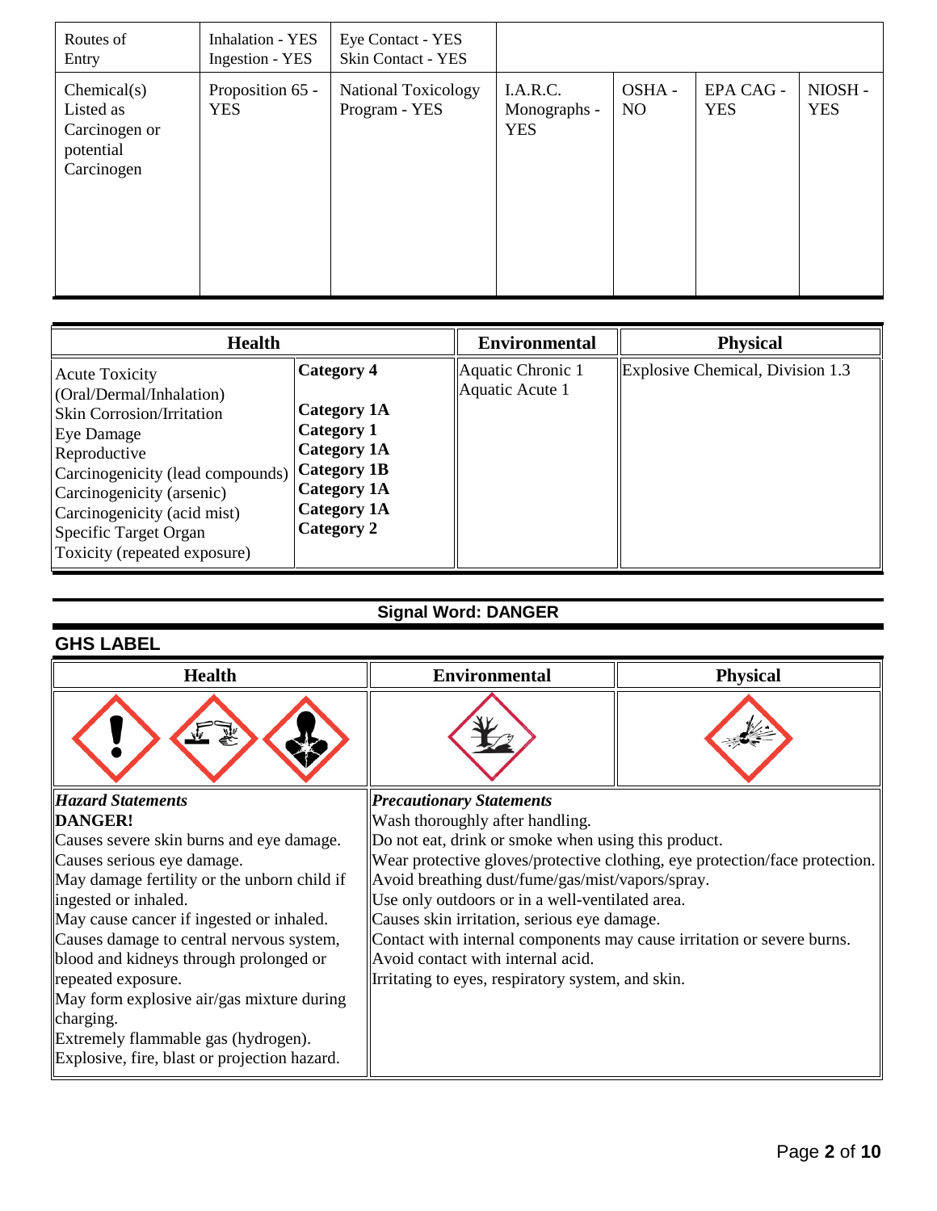| Routes of Entry | Inhalation - YES<br>Ingestion - YES | Eye Contact - YES<br>Skin Contact - YES | | | | |
|---|---|---|---|---|---|---|
| Chemical(s) Listed as Carcinogen or potential Carcinogen | Proposition 65 - YES | National Toxicology Program - YES | I.A.R.C. Monographs - YES | OSHA - NO | EPA CAG - YES | NIOSH - YES |

| Health | | Environmental | Physical |
|---|---|---|---|
| Acute Toxicity (Oral/Dermal/Inhalation) | **Category 4** | Aquatic Chronic 1<br>Aquatic Acute 1 | Explosive Chemical, Division 1.3 |
| Skin Corrosion/Irritation | **Category 1A** | | |
| Eye Damage | **Category 1** | | |
| Reproductive | **Category 1A** | | |
| Carcinogenicity (lead compounds) | **Category 1B** | | |
| Carcinogenicity (arsenic) | **Category 1A** | | |
| Carcinogenicity (acid mist) | **Category 1A** | | |
| Specific Target Organ Toxicity (repeated exposure) | **Category 2** | | |

**Signal Word: DANGER**

## GHS LABEL

| Health | Environmental | Physical |
|---|---|---|
| | | |

***Hazard Statements***

**DANGER!**

Causes severe skin burns and eye damage.
Causes serious eye damage.
May damage fertility or the unborn child if ingested or inhaled.
May cause cancer if ingested or inhaled.
Causes damage to central nervous system, blood and kidneys through prolonged or repeated exposure.
May form explosive air/gas mixture during charging.
Extremely flammable gas (hydrogen).
Explosive, fire, blast or projection hazard.

***Precautionary Statements***

Wash thoroughly after handling.
Do not eat, drink or smoke when using this product.
Wear protective gloves/protective clothing, eye protection/face protection.
Avoid breathing dust/fume/gas/mist/vapors/spray.
Use only outdoors or in a well-ventilated area.
Causes skin irritation, serious eye damage.
Contact with internal components may cause irritation or severe burns.
Avoid contact with internal acid.
Irritating to eyes, respiratory system, and skin.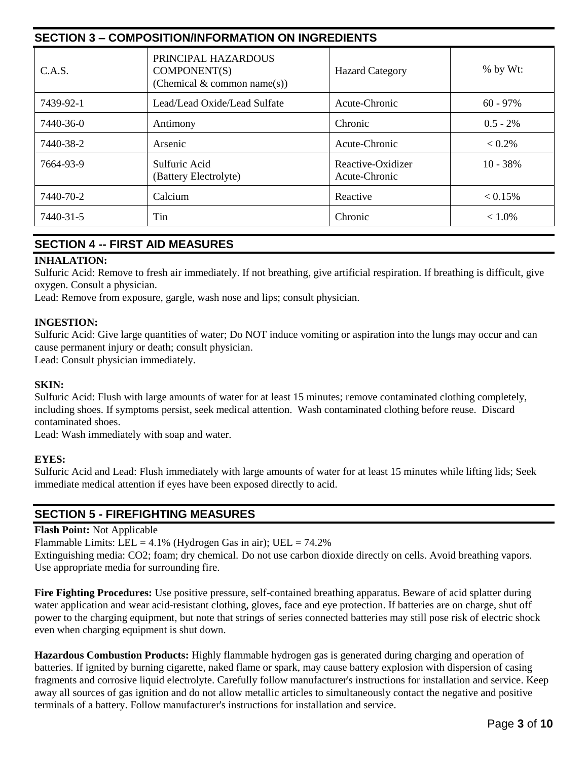## SECTION 3 – COMPOSITION/INFORMATION ON INGREDIENTS

| C.A.S. | PRINCIPAL HAZARDOUS COMPONENT(S) (Chemical & common name(s)) | Hazard Category | % by Wt: |
|---|---|---|---|
| 7439-92-1 | Lead/Lead Oxide/Lead Sulfate | Acute-Chronic | 60 - 97% |
| 7440-36-0 | Antimony | Chronic | 0.5 - 2% |
| 7440-38-2 | Arsenic | Acute-Chronic | < 0.2% |
| 7664-93-9 | Sulfuric Acid (Battery Electrolyte) | Reactive-Oxidizer Acute-Chronic | 10 - 38% |
| 7440-70-2 | Calcium | Reactive | < 0.15% |
| 7440-31-5 | Tin | Chronic | < 1.0% |

## SECTION 4 -- FIRST AID MEASURES

**INHALATION:**

Sulfuric Acid: Remove to fresh air immediately. If not breathing, give artificial respiration. If breathing is difficult, give oxygen. Consult a physician.

Lead: Remove from exposure, gargle, wash nose and lips; consult physician.

**INGESTION:**

Sulfuric Acid: Give large quantities of water; Do NOT induce vomiting or aspiration into the lungs may occur and can cause permanent injury or death; consult physician.

Lead: Consult physician immediately.

**SKIN:**

Sulfuric Acid: Flush with large amounts of water for at least 15 minutes; remove contaminated clothing completely, including shoes. If symptoms persist, seek medical attention. Wash contaminated clothing before reuse. Discard contaminated shoes.

Lead: Wash immediately with soap and water.

**EYES:**

Sulfuric Acid and Lead: Flush immediately with large amounts of water for at least 15 minutes while lifting lids; Seek immediate medical attention if eyes have been exposed directly to acid.

## SECTION 5 - FIREFIGHTING MEASURES

**Flash Point:** Not Applicable

Flammable Limits: LEL = 4.1% (Hydrogen Gas in air); UEL = 74.2%

Extinguishing media: $CO_2$; foam; dry chemical. Do not use carbon dioxide directly on cells. Avoid breathing vapors. Use appropriate media for surrounding fire.

**Fire Fighting Procedures:** Use positive pressure, self-contained breathing apparatus. Beware of acid splatter during water application and wear acid-resistant clothing, gloves, face and eye protection. If batteries are on charge, shut off power to the charging equipment, but note that strings of series connected batteries may still pose risk of electric shock even when charging equipment is shut down.

**Hazardous Combustion Products:** Highly flammable hydrogen gas is generated during charging and operation of batteries. If ignited by burning cigarette, naked flame or spark, may cause battery explosion with dispersion of casing fragments and corrosive liquid electrolyte. Carefully follow manufacturer's instructions for installation and service. Keep away all sources of gas ignition and do not allow metallic articles to simultaneously contact the negative and positive terminals of a battery. Follow manufacturer's instructions for installation and service.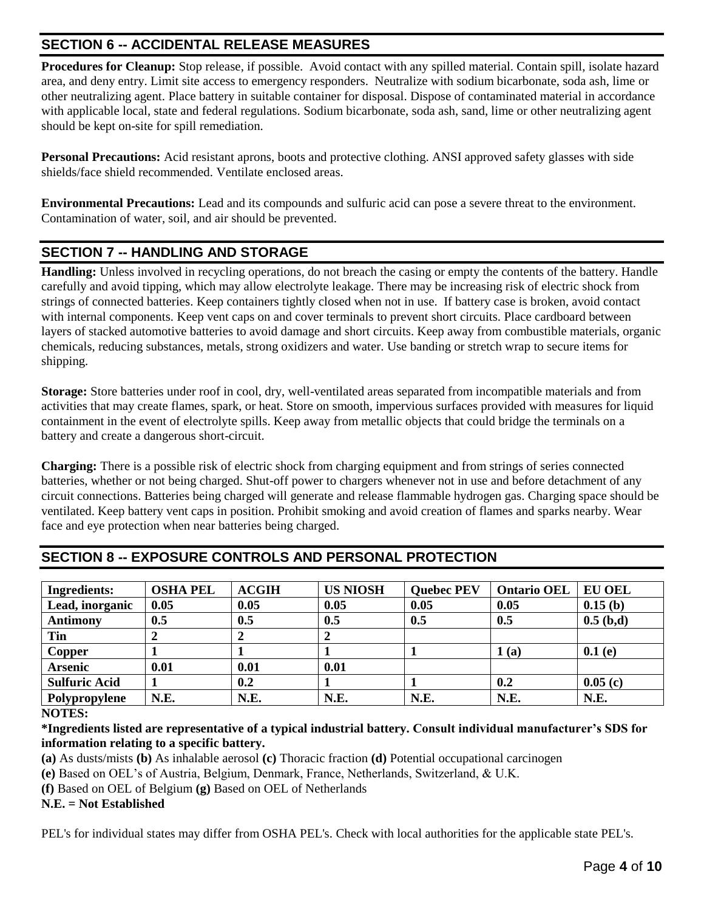## SECTION 6 -- ACCIDENTAL RELEASE MEASURES

**Procedures for Cleanup:** Stop release, if possible. Avoid contact with any spilled material. Contain spill, isolate hazard area, and deny entry. Limit site access to emergency responders. Neutralize with sodium bicarbonate, soda ash, lime or other neutralizing agent. Place battery in suitable container for disposal. Dispose of contaminated material in accordance with applicable local, state and federal regulations. Sodium bicarbonate, soda ash, sand, lime or other neutralizing agent should be kept on-site for spill remediation.

**Personal Precautions:** Acid resistant aprons, boots and protective clothing. ANSI approved safety glasses with side shields/face shield recommended. Ventilate enclosed areas.

**Environmental Precautions:** Lead and its compounds and sulfuric acid can pose a severe threat to the environment. Contamination of water, soil, and air should be prevented.

## SECTION 7 -- HANDLING AND STORAGE

**Handling:** Unless involved in recycling operations, do not breach the casing or empty the contents of the battery. Handle carefully and avoid tipping, which may allow electrolyte leakage. There may be increasing risk of electric shock from strings of connected batteries. Keep containers tightly closed when not in use. If battery case is broken, avoid contact with internal components. Keep vent caps on and cover terminals to prevent short circuits. Place cardboard between layers of stacked automotive batteries to avoid damage and short circuits. Keep away from combustible materials, organic chemicals, reducing substances, metals, strong oxidizers and water. Use banding or stretch wrap to secure items for shipping.

**Storage:** Store batteries under roof in cool, dry, well-ventilated areas separated from incompatible materials and from activities that may create flames, spark, or heat. Store on smooth, impervious surfaces provided with measures for liquid containment in the event of electrolyte spills. Keep away from metallic objects that could bridge the terminals on a battery and create a dangerous short-circuit.

**Charging:** There is a possible risk of electric shock from charging equipment and from strings of series connected batteries, whether or not being charged. Shut-off power to chargers whenever not in use and before detachment of any circuit connections. Batteries being charged will generate and release flammable hydrogen gas. Charging space should be ventilated. Keep battery vent caps in position. Prohibit smoking and avoid creation of flames and sparks nearby. Wear face and eye protection when near batteries being charged.

## SECTION 8 -- EXPOSURE CONTROLS AND PERSONAL PROTECTION

| Ingredients: | OSHA PEL | ACGIH | US NIOSH | Quebec PEV | Ontario OEL | EU OEL |
|---|---|---|---|---|---|---|
| Lead, inorganic | 0.05 | 0.05 | 0.05 | 0.05 | 0.05 | 0.15 (b) |
| Antimony | 0.5 | 0.5 | 0.5 | 0.5 | 0.5 | 0.5 (b,d) |
| Tin | 2 | 2 | 2 | | | |
| Copper | 1 | 1 | 1 | 1 | 1 (a) | 0.1 (e) |
| Arsenic | 0.01 | 0.01 | 0.01 | | | |
| Sulfuric Acid | 1 | 0.2 | 1 | 1 | 0.2 | 0.05 (c) |
| Polypropylene | N.E. | N.E. | N.E. | N.E. | N.E. | N.E. |

**NOTES:**

**\*Ingredients listed are representative of a typical industrial battery. Consult individual manufacturer's SDS for information relating to a specific battery.**

**(a)** As dusts/mists **(b)** As inhalable aerosol **(c)** Thoracic fraction **(d)** Potential occupational carcinogen

**(e)** Based on OEL's of Austria, Belgium, Denmark, France, Netherlands, Switzerland, & U.K.

**(f)** Based on OEL of Belgium **(g)** Based on OEL of Netherlands

**N.E. = Not Established**

PEL's for individual states may differ from OSHA PEL's. Check with local authorities for the applicable state PEL's.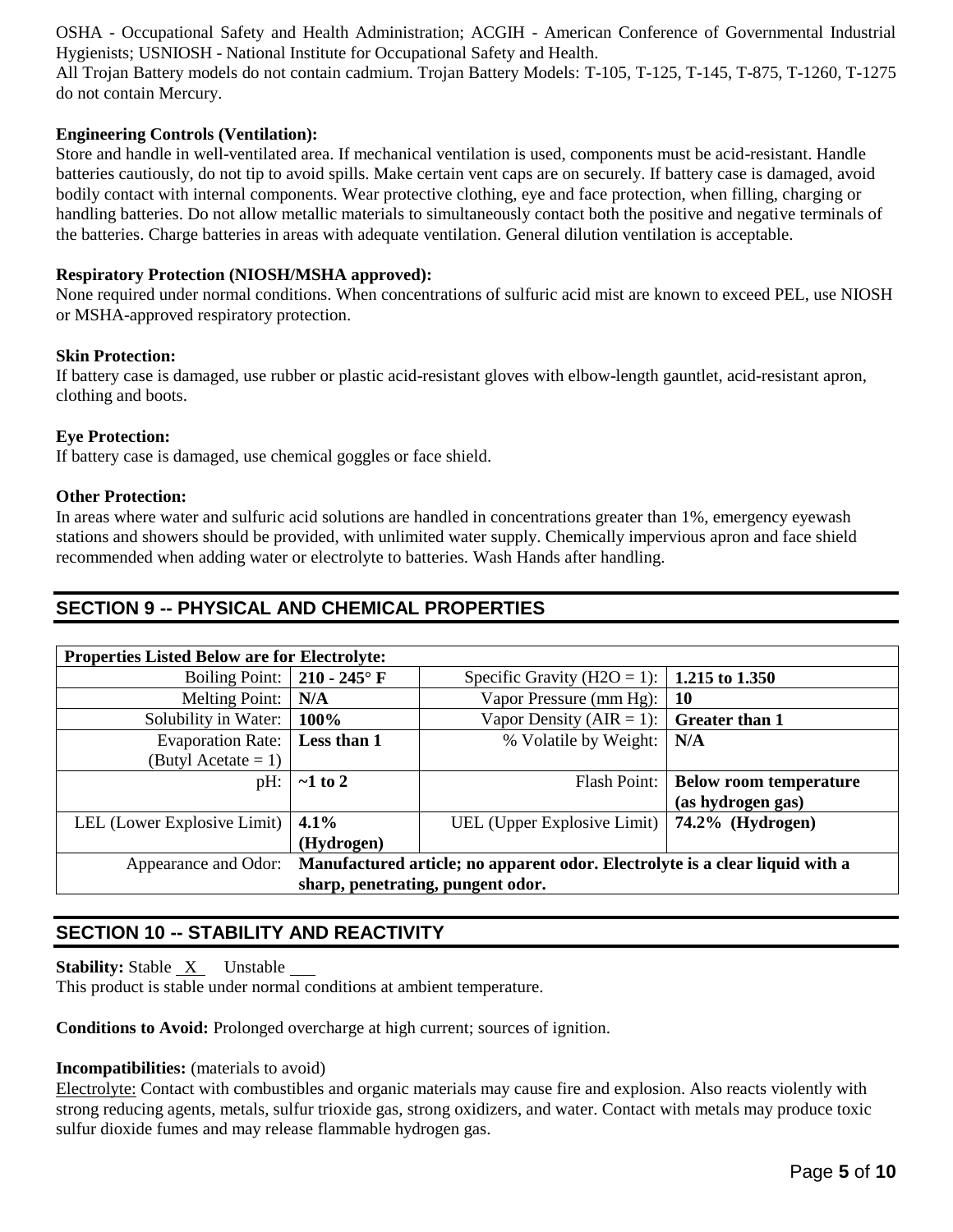OSHA - Occupational Safety and Health Administration; ACGIH - American Conference of Governmental Industrial Hygienists; USNIOSH - National Institute for Occupational Safety and Health.

All Trojan Battery models do not contain cadmium. Trojan Battery Models: T-105, T-125, T-145, T-875, T-1260, T-1275 do not contain Mercury.

**Engineering Controls (Ventilation):**

Store and handle in well-ventilated area. If mechanical ventilation is used, components must be acid-resistant. Handle batteries cautiously, do not tip to avoid spills. Make certain vent caps are on securely. If battery case is damaged, avoid bodily contact with internal components. Wear protective clothing, eye and face protection, when filling, charging or handling batteries. Do not allow metallic materials to simultaneously contact both the positive and negative terminals of the batteries. Charge batteries in areas with adequate ventilation. General dilution ventilation is acceptable.

**Respiratory Protection (NIOSH/MSHA approved):**

None required under normal conditions. When concentrations of sulfuric acid mist are known to exceed PEL, use NIOSH or MSHA-approved respiratory protection.

**Skin Protection:**

If battery case is damaged, use rubber or plastic acid-resistant gloves with elbow-length gauntlet, acid-resistant apron, clothing and boots.

**Eye Protection:**

If battery case is damaged, use chemical goggles or face shield.

**Other Protection:**

In areas where water and sulfuric acid solutions are handled in concentrations greater than 1%, emergency eyewash stations and showers should be provided, with unlimited water supply. Chemically impervious apron and face shield recommended when adding water or electrolyte to batteries. Wash Hands after handling.

## SECTION 9 -- PHYSICAL AND CHEMICAL PROPERTIES

| **Properties Listed Below are for Electrolyte:** | | | |
|---|---|---|---|
| Boiling Point: | **210 - 245° F** | Specific Gravity ($H2O$ = 1): | **1.215 to 1.350** |
| Melting Point: | **N/A** | Vapor Pressure (mm Hg): | **10** |
| Solubility in Water: | **100%** | Vapor Density (AIR = 1): | **Greater than 1** |
| Evaporation Rate: (Butyl Acetate = 1) | **Less than 1** | % Volatile by Weight: | **N/A** |
| pH: | **~1 to 2** | Flash Point: | **Below room temperature (as hydrogen gas)** |
| LEL (Lower Explosive Limit) | **4.1% (Hydrogen)** | UEL (Upper Explosive Limit) | **74.2% (Hydrogen)** |
| Appearance and Odor: | **Manufactured article; no apparent odor. Electrolyte is a clear liquid with a sharp, penetrating, pungent odor.** | | |

## SECTION 10 -- STABILITY AND REACTIVITY

**Stability:** Stable X Unstable ___

This product is stable under normal conditions at ambient temperature.

**Conditions to Avoid:** Prolonged overcharge at high current; sources of ignition.

**Incompatibilities:** (materials to avoid)

Electrolyte: Contact with combustibles and organic materials may cause fire and explosion. Also reacts violently with strong reducing agents, metals, sulfur trioxide gas, strong oxidizers, and water. Contact with metals may produce toxic sulfur dioxide fumes and may release flammable hydrogen gas.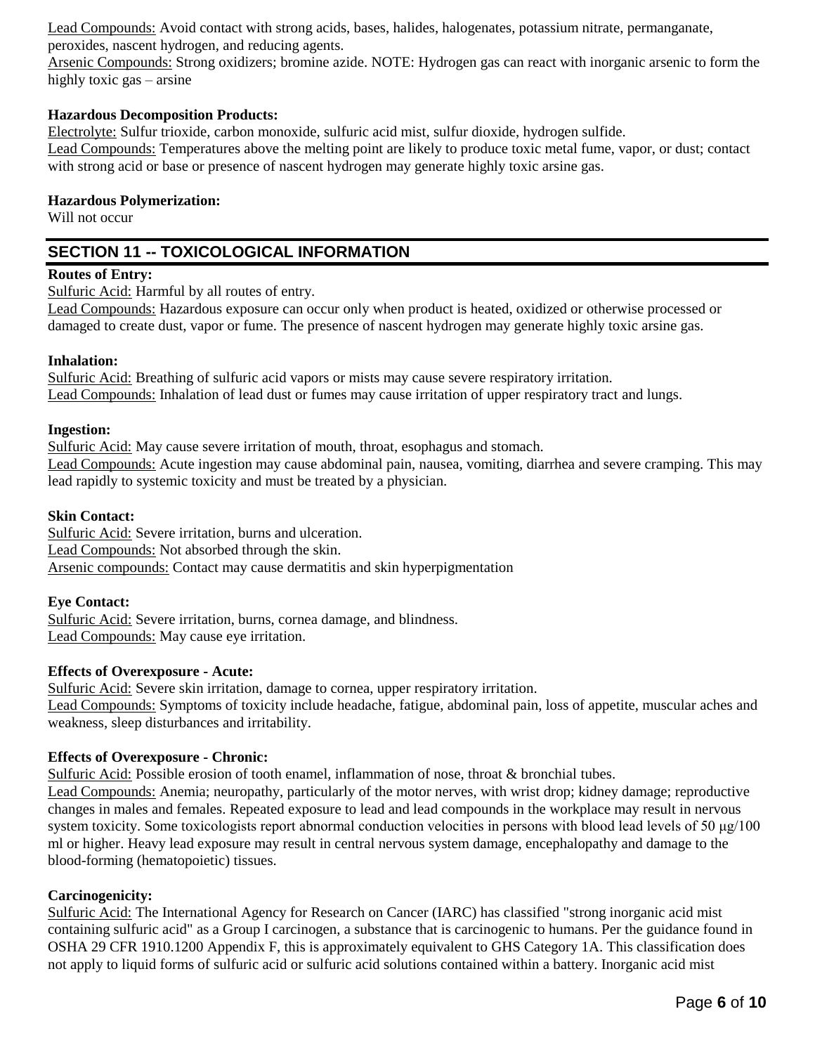Lead Compounds: Avoid contact with strong acids, bases, halides, halogenates, potassium nitrate, permanganate, peroxides, nascent hydrogen, and reducing agents.
Arsenic Compounds: Strong oxidizers; bromine azide. NOTE: Hydrogen gas can react with inorganic arsenic to form the highly toxic gas – arsine

**Hazardous Decomposition Products:**
Electrolyte: Sulfur trioxide, carbon monoxide, sulfuric acid mist, sulfur dioxide, hydrogen sulfide.
Lead Compounds: Temperatures above the melting point are likely to produce toxic metal fume, vapor, or dust; contact with strong acid or base or presence of nascent hydrogen may generate highly toxic arsine gas.

**Hazardous Polymerization:**
Will not occur

## SECTION 11 -- TOXICOLOGICAL INFORMATION

**Routes of Entry:**
Sulfuric Acid: Harmful by all routes of entry.
Lead Compounds: Hazardous exposure can occur only when product is heated, oxidized or otherwise processed or damaged to create dust, vapor or fume. The presence of nascent hydrogen may generate highly toxic arsine gas.

**Inhalation:**
Sulfuric Acid: Breathing of sulfuric acid vapors or mists may cause severe respiratory irritation.
Lead Compounds: Inhalation of lead dust or fumes may cause irritation of upper respiratory tract and lungs.

**Ingestion:**
Sulfuric Acid: May cause severe irritation of mouth, throat, esophagus and stomach.
Lead Compounds: Acute ingestion may cause abdominal pain, nausea, vomiting, diarrhea and severe cramping. This may lead rapidly to systemic toxicity and must be treated by a physician.

**Skin Contact:**
Sulfuric Acid: Severe irritation, burns and ulceration.
Lead Compounds: Not absorbed through the skin.
Arsenic compounds: Contact may cause dermatitis and skin hyperpigmentation

**Eye Contact:**
Sulfuric Acid: Severe irritation, burns, cornea damage, and blindness.
Lead Compounds: May cause eye irritation.

**Effects of Overexposure - Acute:**
Sulfuric Acid: Severe skin irritation, damage to cornea, upper respiratory irritation.
Lead Compounds: Symptoms of toxicity include headache, fatigue, abdominal pain, loss of appetite, muscular aches and weakness, sleep disturbances and irritability.

**Effects of Overexposure - Chronic:**
Sulfuric Acid: Possible erosion of tooth enamel, inflammation of nose, throat & bronchial tubes.
Lead Compounds: Anemia; neuropathy, particularly of the motor nerves, with wrist drop; kidney damage; reproductive changes in males and females. Repeated exposure to lead and lead compounds in the workplace may result in nervous system toxicity. Some toxicologists report abnormal conduction velocities in persons with blood lead levels of 50 μg/100 ml or higher. Heavy lead exposure may result in central nervous system damage, encephalopathy and damage to the blood-forming (hematopoietic) tissues.

**Carcinogenicity:**
Sulfuric Acid: The International Agency for Research on Cancer (IARC) has classified "strong inorganic acid mist containing sulfuric acid" as a Group I carcinogen, a substance that is carcinogenic to humans. Per the guidance found in OSHA 29 CFR 1910.1200 Appendix F, this is approximately equivalent to GHS Category 1A. This classification does not apply to liquid forms of sulfuric acid or sulfuric acid solutions contained within a battery. Inorganic acid mist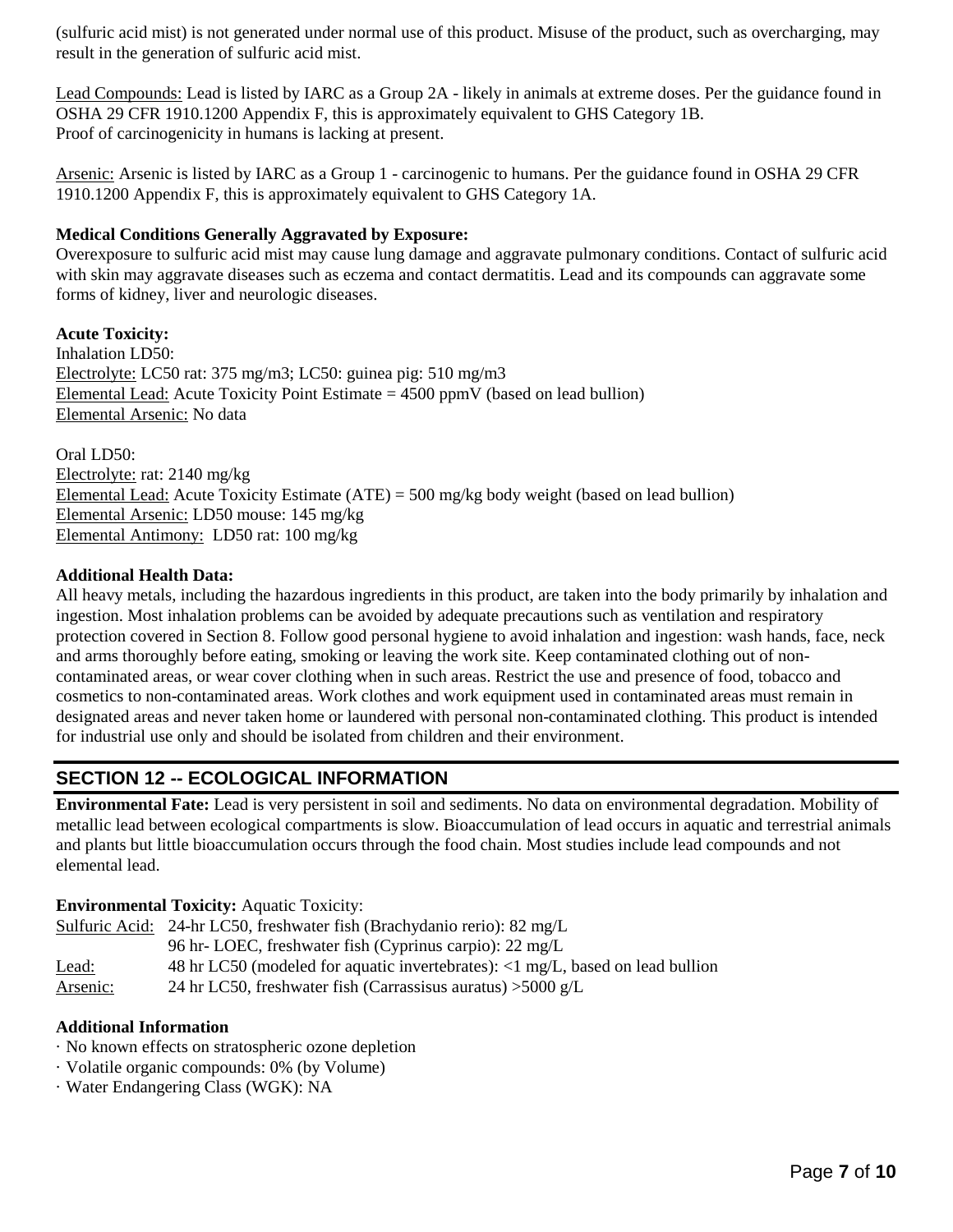(sulfuric acid mist) is not generated under normal use of this product. Misuse of the product, such as overcharging, may result in the generation of sulfuric acid mist.

Lead Compounds: Lead is listed by IARC as a Group 2A - likely in animals at extreme doses. Per the guidance found in OSHA 29 CFR 1910.1200 Appendix F, this is approximately equivalent to GHS Category 1B. Proof of carcinogenicity in humans is lacking at present.

Arsenic: Arsenic is listed by IARC as a Group 1 - carcinogenic to humans. Per the guidance found in OSHA 29 CFR 1910.1200 Appendix F, this is approximately equivalent to GHS Category 1A.

**Medical Conditions Generally Aggravated by Exposure:**
Overexposure to sulfuric acid mist may cause lung damage and aggravate pulmonary conditions. Contact of sulfuric acid with skin may aggravate diseases such as eczema and contact dermatitis. Lead and its compounds can aggravate some forms of kidney, liver and neurologic diseases.

**Acute Toxicity:**
Inhalation LD50:
Electrolyte: LC50 rat: 375 mg/m3; LC50: guinea pig: 510 mg/m3
Elemental Lead: Acute Toxicity Point Estimate = 4500 ppmV (based on lead bullion)
Elemental Arsenic: No data

Oral LD50:
Electrolyte: rat: 2140 mg/kg
Elemental Lead: Acute Toxicity Estimate (ATE) = 500 mg/kg body weight (based on lead bullion)
Elemental Arsenic: LD50 mouse: 145 mg/kg
Elemental Antimony: LD50 rat: 100 mg/kg

**Additional Health Data:**
All heavy metals, including the hazardous ingredients in this product, are taken into the body primarily by inhalation and ingestion. Most inhalation problems can be avoided by adequate precautions such as ventilation and respiratory protection covered in Section 8. Follow good personal hygiene to avoid inhalation and ingestion: wash hands, face, neck and arms thoroughly before eating, smoking or leaving the work site. Keep contaminated clothing out of non-contaminated areas, or wear cover clothing when in such areas. Restrict the use and presence of food, tobacco and cosmetics to non-contaminated areas. Work clothes and work equipment used in contaminated areas must remain in designated areas and never taken home or laundered with personal non-contaminated clothing. This product is intended for industrial use only and should be isolated from children and their environment.

## SECTION 12 -- ECOLOGICAL INFORMATION

**Environmental Fate:** Lead is very persistent in soil and sediments. No data on environmental degradation. Mobility of metallic lead between ecological compartments is slow. Bioaccumulation of lead occurs in aquatic and terrestrial animals and plants but little bioaccumulation occurs through the food chain. Most studies include lead compounds and not elemental lead.

**Environmental Toxicity:** Aquatic Toxicity:

| | |
|---|---|
| Sulfuric Acid: | 24-hr LC50, freshwater fish (Brachydanio rerio): 82 mg/L |
| | 96 hr- LOEC, freshwater fish (Cyprinus carpio): 22 mg/L |
| Lead: | 48 hr LC50 (modeled for aquatic invertebrates): <1 mg/L, based on lead bullion |
| Arsenic: | 24 hr LC50, freshwater fish (Carrassisus auratus) >5000 g/L |

**Additional Information**
· No known effects on stratospheric ozone depletion
· Volatile organic compounds: 0% (by Volume)
· Water Endangering Class (WGK): NA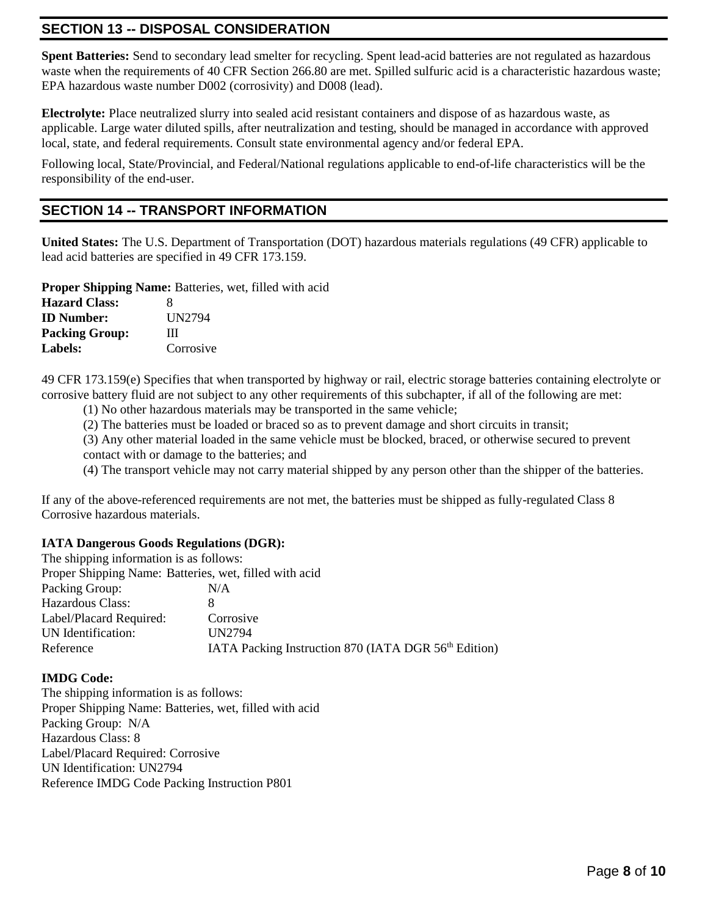## SECTION 13 -- DISPOSAL CONSIDERATION

**Spent Batteries:** Send to secondary lead smelter for recycling. Spent lead-acid batteries are not regulated as hazardous waste when the requirements of 40 CFR Section 266.80 are met. Spilled sulfuric acid is a characteristic hazardous waste; EPA hazardous waste number D002 (corrosivity) and D008 (lead).

**Electrolyte:** Place neutralized slurry into sealed acid resistant containers and dispose of as hazardous waste, as applicable. Large water diluted spills, after neutralization and testing, should be managed in accordance with approved local, state, and federal requirements. Consult state environmental agency and/or federal EPA.

Following local, State/Provincial, and Federal/National regulations applicable to end-of-life characteristics will be the responsibility of the end-user.

## SECTION 14 -- TRANSPORT INFORMATION

**United States:** The U.S. Department of Transportation (DOT) hazardous materials regulations (49 CFR) applicable to lead acid batteries are specified in 49 CFR 173.159.

**Proper Shipping Name:** Batteries, wet, filled with acid
**Hazard Class:** 8
**ID Number:** UN2794
**Packing Group:** III
**Labels:** Corrosive

49 CFR 173.159(e) Specifies that when transported by highway or rail, electric storage batteries containing electrolyte or corrosive battery fluid are not subject to any other requirements of this subchapter, if all of the following are met:

(1) No other hazardous materials may be transported in the same vehicle;
(2) The batteries must be loaded or braced so as to prevent damage and short circuits in transit;
(3) Any other material loaded in the same vehicle must be blocked, braced, or otherwise secured to prevent contact with or damage to the batteries; and
(4) The transport vehicle may not carry material shipped by any person other than the shipper of the batteries.

If any of the above-referenced requirements are not met, the batteries must be shipped as fully-regulated Class 8 Corrosive hazardous materials.

**IATA Dangerous Goods Regulations (DGR):**
The shipping information is as follows:
Proper Shipping Name: Batteries, wet, filled with acid
Packing Group: N/A
Hazardous Class: 8
Label/Placard Required: Corrosive
UN Identification: UN2794
Reference IATA Packing Instruction 870 (IATA DGR 56th Edition)

**IMDG Code:**
The shipping information is as follows:
Proper Shipping Name: Batteries, wet, filled with acid
Packing Group: N/A
Hazardous Class: 8
Label/Placard Required: Corrosive
UN Identification: UN2794
Reference IMDG Code Packing Instruction P801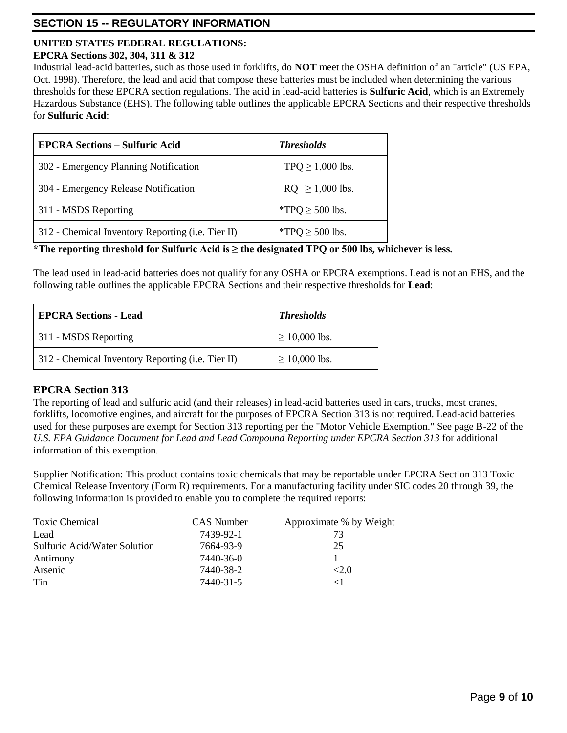## SECTION 15 -- REGULATORY INFORMATION

**UNITED STATES FEDERAL REGULATIONS:**
**EPCRA Sections 302, 304, 311 & 312**

Industrial lead-acid batteries, such as those used in forklifts, do **NOT** meet the OSHA definition of an "article" (US EPA, Oct. 1998). Therefore, the lead and acid that compose these batteries must be included when determining the various thresholds for these EPCRA section regulations. The acid in lead-acid batteries is **Sulfuric Acid**, which is an Extremely Hazardous Substance (EHS). The following table outlines the applicable EPCRA Sections and their respective thresholds for **Sulfuric Acid**:

| **EPCRA Sections – Sulfuric Acid** | ***Thresholds*** |
|---|---|
| 302 - Emergency Planning Notification | TPQ ≥ 1,000 lbs. |
| 304 - Emergency Release Notification | RQ ≥ 1,000 lbs. |
| 311 - MSDS Reporting | *TPQ ≥ 500 lbs. |
| 312 - Chemical Inventory Reporting (i.e. Tier II) | *TPQ ≥ 500 lbs. |

***The reporting threshold for Sulfuric Acid is ≥ the designated TPQ or 500 lbs, whichever is less.**

The lead used in lead-acid batteries does not qualify for any OSHA or EPCRA exemptions. Lead is not an EHS, and the following table outlines the applicable EPCRA Sections and their respective thresholds for **Lead**:

| **EPCRA Sections - Lead** | ***Thresholds*** |
|---|---|
| 311 - MSDS Reporting | ≥ 10,000 lbs. |
| 312 - Chemical Inventory Reporting (i.e. Tier II) | ≥ 10,000 lbs. |

### EPCRA Section 313

The reporting of lead and sulfuric acid (and their releases) in lead-acid batteries used in cars, trucks, most cranes, forklifts, locomotive engines, and aircraft for the purposes of EPCRA Section 313 is not required. Lead-acid batteries used for these purposes are exempt for Section 313 reporting per the "Motor Vehicle Exemption." See page B-22 of the *U.S. EPA Guidance Document for Lead and Lead Compound Reporting under EPCRA Section 313* for additional information of this exemption.

Supplier Notification: This product contains toxic chemicals that may be reportable under EPCRA Section 313 Toxic Chemical Release Inventory (Form R) requirements. For a manufacturing facility under SIC codes 20 through 39, the following information is provided to enable you to complete the required reports:

| Toxic Chemical | CAS Number | Approximate % by Weight |
|---|---|---|
| Lead | 7439-92-1 | 73 |
| Sulfuric Acid/Water Solution | 7664-93-9 | 25 |
| Antimony | 7440-36-0 | 1 |
| Arsenic | 7440-38-2 | <2.0 |
| Tin | 7440-31-5 | <1 |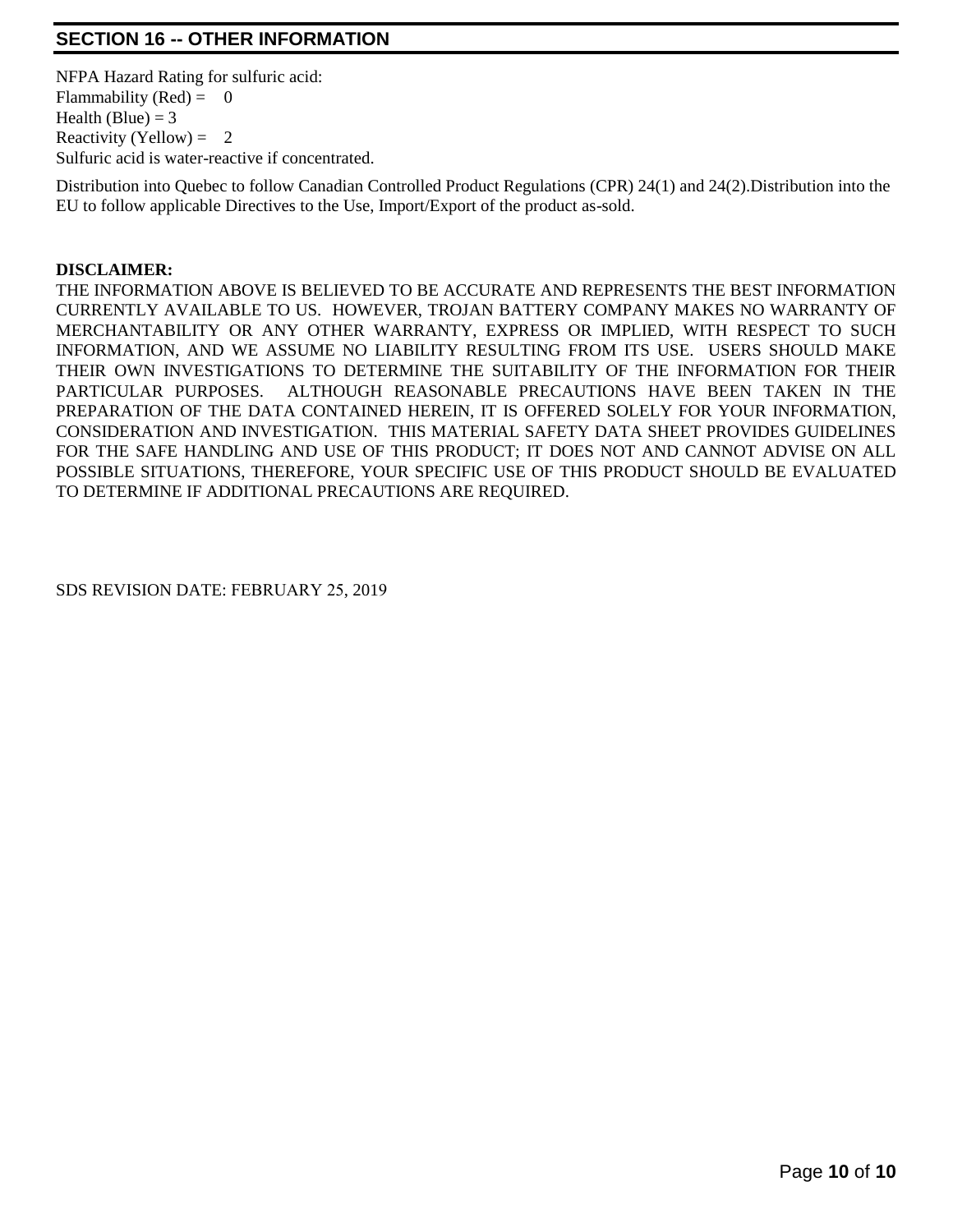## SECTION 16 -- OTHER INFORMATION

NFPA Hazard Rating for sulfuric acid:
Flammability (Red) = 0
Health (Blue) = 3
Reactivity (Yellow) = 2
Sulfuric acid is water-reactive if concentrated.

Distribution into Quebec to follow Canadian Controlled Product Regulations (CPR) 24(1) and 24(2).Distribution into the EU to follow applicable Directives to the Use, Import/Export of the product as-sold.

**DISCLAIMER:**
THE INFORMATION ABOVE IS BELIEVED TO BE ACCURATE AND REPRESENTS THE BEST INFORMATION CURRENTLY AVAILABLE TO US. HOWEVER, TROJAN BATTERY COMPANY MAKES NO WARRANTY OF MERCHANTABILITY OR ANY OTHER WARRANTY, EXPRESS OR IMPLIED, WITH RESPECT TO SUCH INFORMATION, AND WE ASSUME NO LIABILITY RESULTING FROM ITS USE. USERS SHOULD MAKE THEIR OWN INVESTIGATIONS TO DETERMINE THE SUITABILITY OF THE INFORMATION FOR THEIR PARTICULAR PURPOSES. ALTHOUGH REASONABLE PRECAUTIONS HAVE BEEN TAKEN IN THE PREPARATION OF THE DATA CONTAINED HEREIN, IT IS OFFERED SOLELY FOR YOUR INFORMATION, CONSIDERATION AND INVESTIGATION. THIS MATERIAL SAFETY DATA SHEET PROVIDES GUIDELINES FOR THE SAFE HANDLING AND USE OF THIS PRODUCT; IT DOES NOT AND CANNOT ADVISE ON ALL POSSIBLE SITUATIONS, THEREFORE, YOUR SPECIFIC USE OF THIS PRODUCT SHOULD BE EVALUATED TO DETERMINE IF ADDITIONAL PRECAUTIONS ARE REQUIRED.

SDS REVISION DATE: FEBRUARY 25, 2019